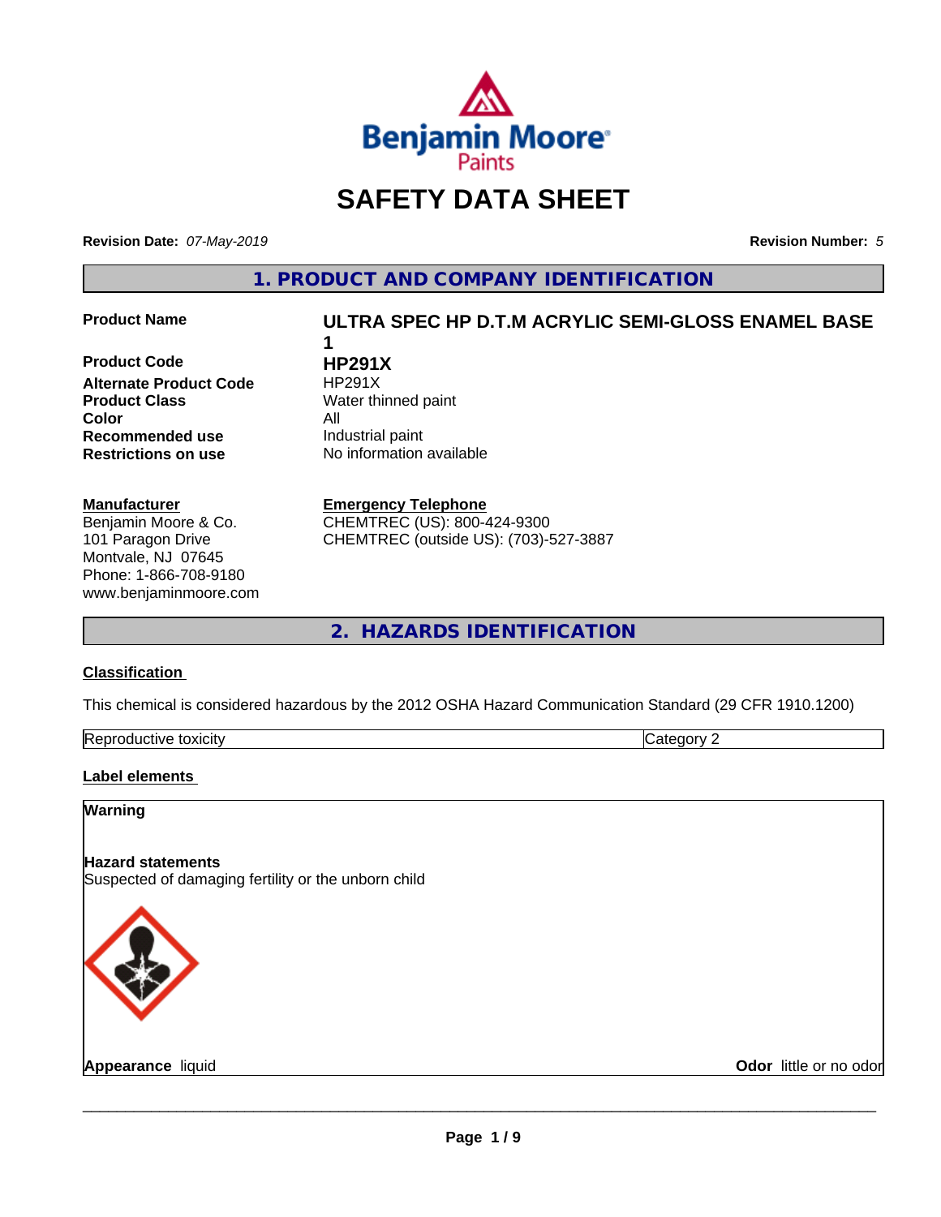# SAFETY DATA SHEET

**Revision Date:** *07-May-2019*

**Revision Number:** *5*

## 1. PRODUCT AND COMPANY IDENTIFICATION

| | |
|---|---|
| **Product Name** | **ULTRA SPEC HP D.T.M ACRYLIC SEMI-GLOSS ENAMEL BASE 1** |
| **Product Code** | **HP291X** |
| **Alternate Product Code** | HP291X |
| **Product Class** | Water thinned paint |
| **Color** | All |
| **Recommended use** | Industrial paint |
| **Restrictions on use** | No information available |

**Manufacturer**
Benjamin Moore & Co.
101 Paragon Drive
Montvale, NJ 07645
Phone: 1-866-708-9180
www.benjaminmoore.com

**Emergency Telephone**
CHEMTREC (US): 800-424-9300
CHEMTREC (outside US): (703)-527-3887

## 2. HAZARDS IDENTIFICATION

### Classification

This chemical is considered hazardous by the 2012 OSHA Hazard Communication Standard (29 CFR 1910.1200)

| | |
|---|---|
| Reproductive toxicity | Category 2 |

### Label elements

**Warning**

**Hazard statements**
Suspected of damaging fertility or the unborn child

**Appearance** liquid

**Odor** little or no odor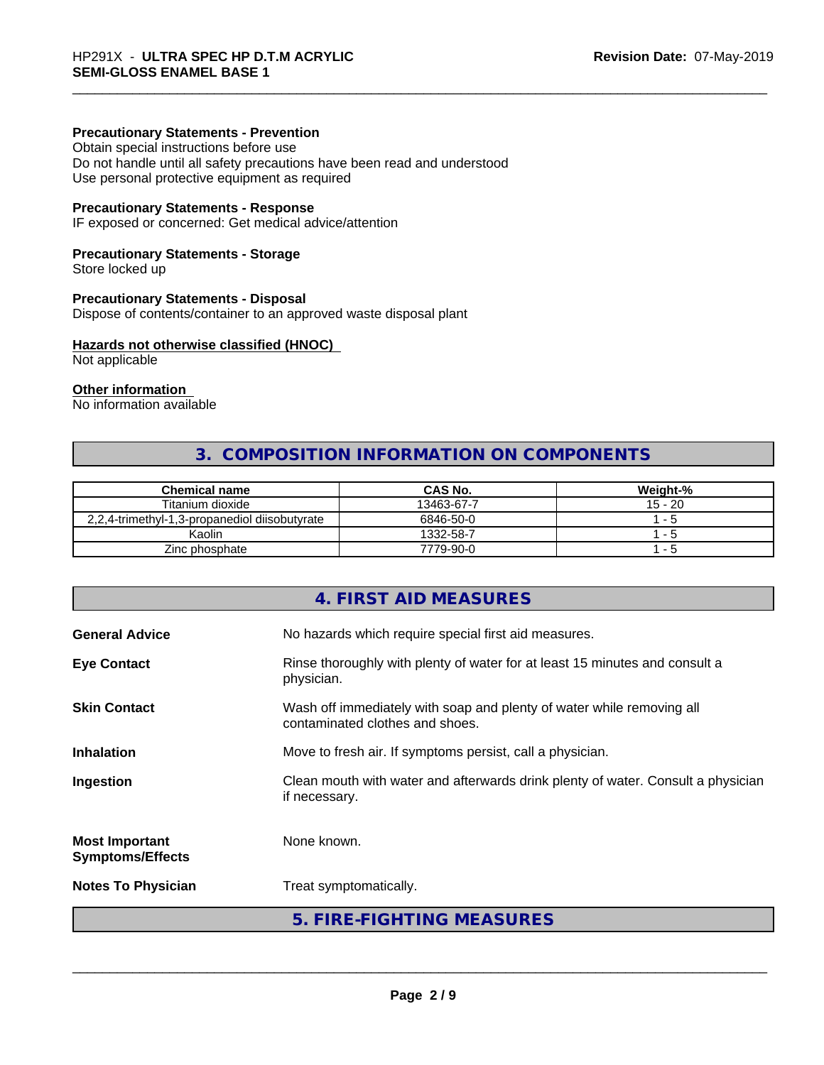**Precautionary Statements - Prevention**

Obtain special instructions before use
Do not handle until all safety precautions have been read and understood
Use personal protective equipment as required

**Precautionary Statements - Response**

IF exposed or concerned: Get medical advice/attention

**Precautionary Statements - Storage**

Store locked up

**Precautionary Statements - Disposal**

Dispose of contents/container to an approved waste disposal plant

**Hazards not otherwise classified (HNOC)**

Not applicable

**Other information**

No information available

## 3. COMPOSITION INFORMATION ON COMPONENTS

| Chemical name | CAS No. | Weight-% |
|---|---|---|
| Titanium dioxide | 13463-67-7 | 15 - 20 |
| 2,2,4-trimethyl-1,3-propanediol diisobutyrate | 6846-50-0 | 1 - 5 |
| Kaolin | 1332-58-7 | 1 - 5 |
| Zinc phosphate | 7779-90-0 | 1 - 5 |

## 4. FIRST AID MEASURES

**General Advice**: No hazards which require special first aid measures.

**Eye Contact**: Rinse thoroughly with plenty of water for at least 15 minutes and consult a physician.

**Skin Contact**: Wash off immediately with soap and plenty of water while removing all contaminated clothes and shoes.

**Inhalation**: Move to fresh air. If symptoms persist, call a physician.

**Ingestion**: Clean mouth with water and afterwards drink plenty of water. Consult a physician if necessary.

**Most Important Symptoms/Effects**: None known.

**Notes To Physician**: Treat symptomatically.

## 5. FIRE-FIGHTING MEASURES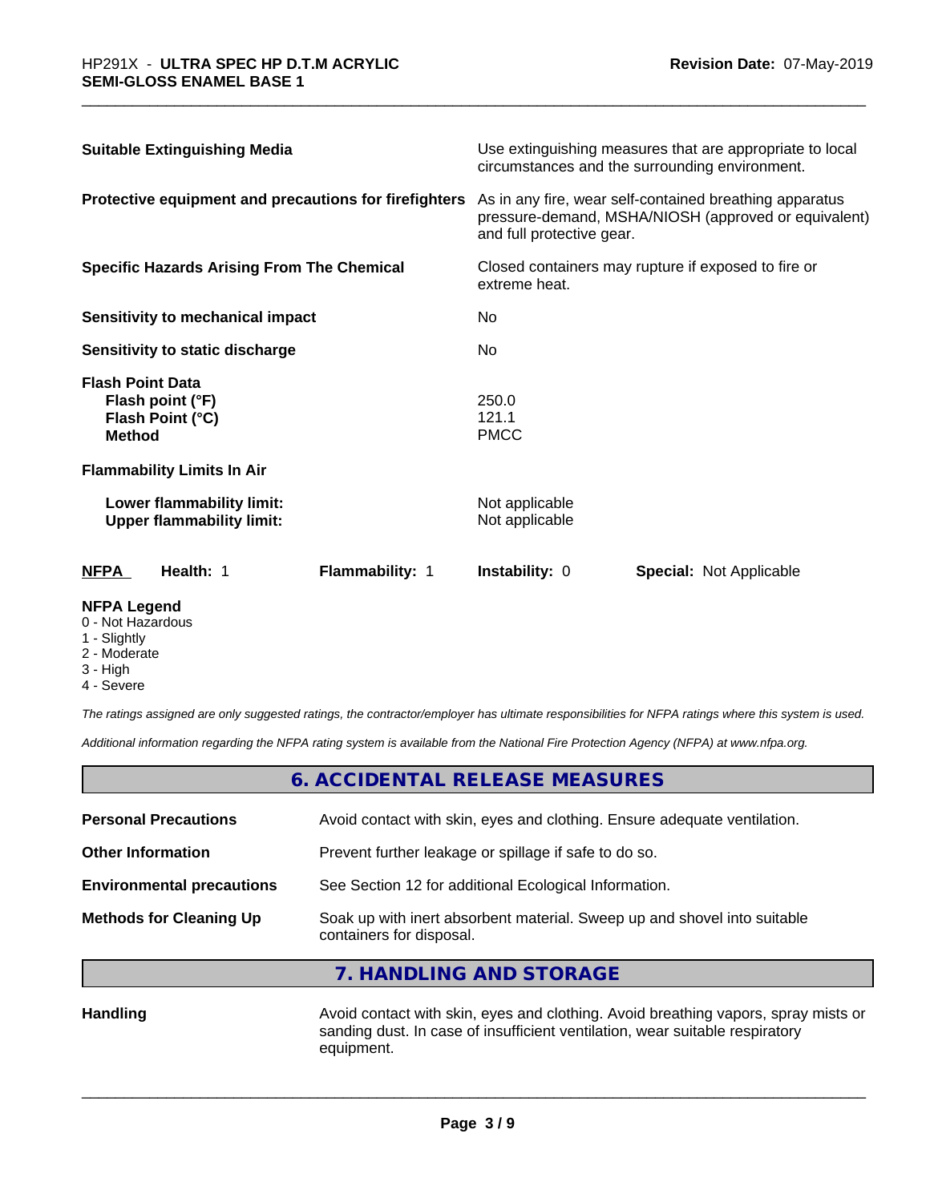| | |
|---|---|
| **Suitable Extinguishing Media** | Use extinguishing measures that are appropriate to local circumstances and the surrounding environment. |
| **Protective equipment and precautions for firefighters** | As in any fire, wear self-contained breathing apparatus pressure-demand, MSHA/NIOSH (approved or equivalent) and full protective gear. |
| **Specific Hazards Arising From The Chemical** | Closed containers may rupture if exposed to fire or extreme heat. |
| **Sensitivity to mechanical impact** | No |
| **Sensitivity to static discharge** | No |

**Flash Point Data**

| | |
|---|---|
| **Flash point (°F)** | 250.0 |
| **Flash Point (°C)** | 121.1 |
| **Method** | PMCC |

**Flammability Limits In Air**

| | |
|---|---|
| **Lower flammability limit:** | Not applicable |
| **Upper flammability limit:** | Not applicable |

| **NFPA** | **Health:** 1 | **Flammability:** 1 | **Instability:** 0 | **Special:** Not Applicable |
|---|---|---|---|---|

**NFPA Legend**
- 0 - Not Hazardous
- 1 - Slightly
- 2 - Moderate
- 3 - High
- 4 - Severe

*The ratings assigned are only suggested ratings, the contractor/employer has ultimate responsibilities for NFPA ratings where this system is used.*

*Additional information regarding the NFPA rating system is available from the National Fire Protection Agency (NFPA) at www.nfpa.org.*

## 6. ACCIDENTAL RELEASE MEASURES

| | |
|---|---|
| **Personal Precautions** | Avoid contact with skin, eyes and clothing. Ensure adequate ventilation. |
| **Other Information** | Prevent further leakage or spillage if safe to do so. |
| **Environmental precautions** | See Section 12 for additional Ecological Information. |
| **Methods for Cleaning Up** | Soak up with inert absorbent material. Sweep up and shovel into suitable containers for disposal. |

## 7. HANDLING AND STORAGE

| | |
|---|---|
| **Handling** | Avoid contact with skin, eyes and clothing. Avoid breathing vapors, spray mists or sanding dust. In case of insufficient ventilation, wear suitable respiratory equipment. |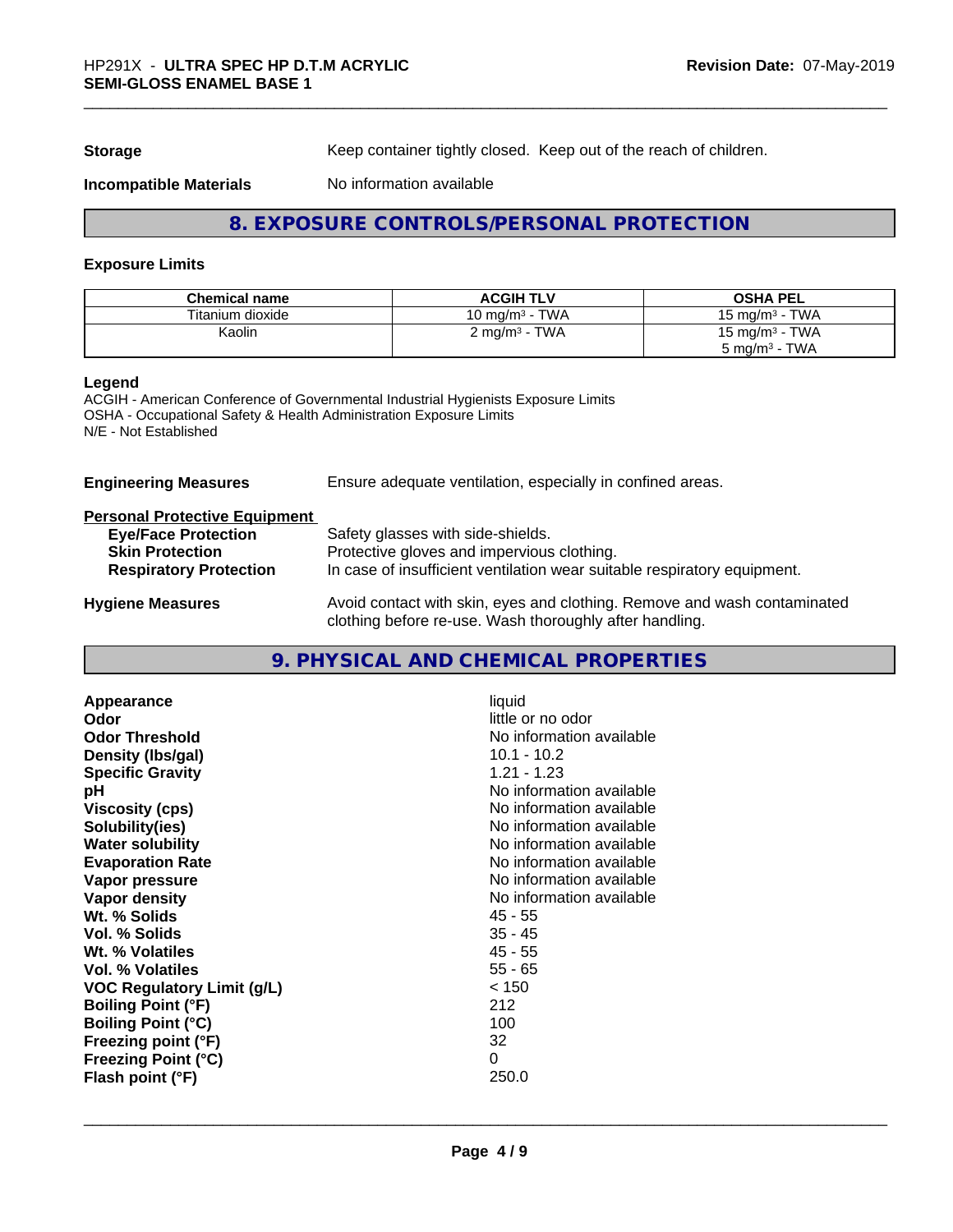**Storage** Keep container tightly closed. Keep out of the reach of children.

**Incompatible Materials** No information available

## 8. EXPOSURE CONTROLS/PERSONAL PROTECTION

### Exposure Limits

| Chemical name | ACGIH TLV | OSHA PEL |
|---|---|---|
| Titanium dioxide | 10 mg/m³ - TWA | 15 mg/m³ - TWA |
| Kaolin | 2 mg/m³ - TWA | 15 mg/m³ - TWA<br>5 mg/m³ - TWA |

**Legend**
ACGIH - American Conference of Governmental Industrial Hygienists Exposure Limits
OSHA - Occupational Safety & Health Administration Exposure Limits
N/E - Not Established

**Engineering Measures** Ensure adequate ventilation, especially in confined areas.

**Personal Protective Equipment**
- **Eye/Face Protection** Safety glasses with side-shields.
- **Skin Protection** Protective gloves and impervious clothing.
- **Respiratory Protection** In case of insufficient ventilation wear suitable respiratory equipment.

**Hygiene Measures** Avoid contact with skin, eyes and clothing. Remove and wash contaminated clothing before re-use. Wash thoroughly after handling.

## 9. PHYSICAL AND CHEMICAL PROPERTIES

| | |
|---|---|
| **Appearance** | liquid |
| **Odor** | little or no odor |
| **Odor Threshold** | No information available |
| **Density (lbs/gal)** | 10.1 - 10.2 |
| **Specific Gravity** | 1.21 - 1.23 |
| **pH** | No information available |
| **Viscosity (cps)** | No information available |
| **Solubility(ies)** | No information available |
| **Water solubility** | No information available |
| **Evaporation Rate** | No information available |
| **Vapor pressure** | No information available |
| **Vapor density** | No information available |
| **Wt. % Solids** | 45 - 55 |
| **Vol. % Solids** | 35 - 45 |
| **Wt. % Volatiles** | 45 - 55 |
| **Vol. % Volatiles** | 55 - 65 |
| **VOC Regulatory Limit (g/L)** | < 150 |
| **Boiling Point (°F)** | 212 |
| **Boiling Point (°C)** | 100 |
| **Freezing point (°F)** | 32 |
| **Freezing Point (°C)** | 0 |
| **Flash point (°F)** | 250.0 |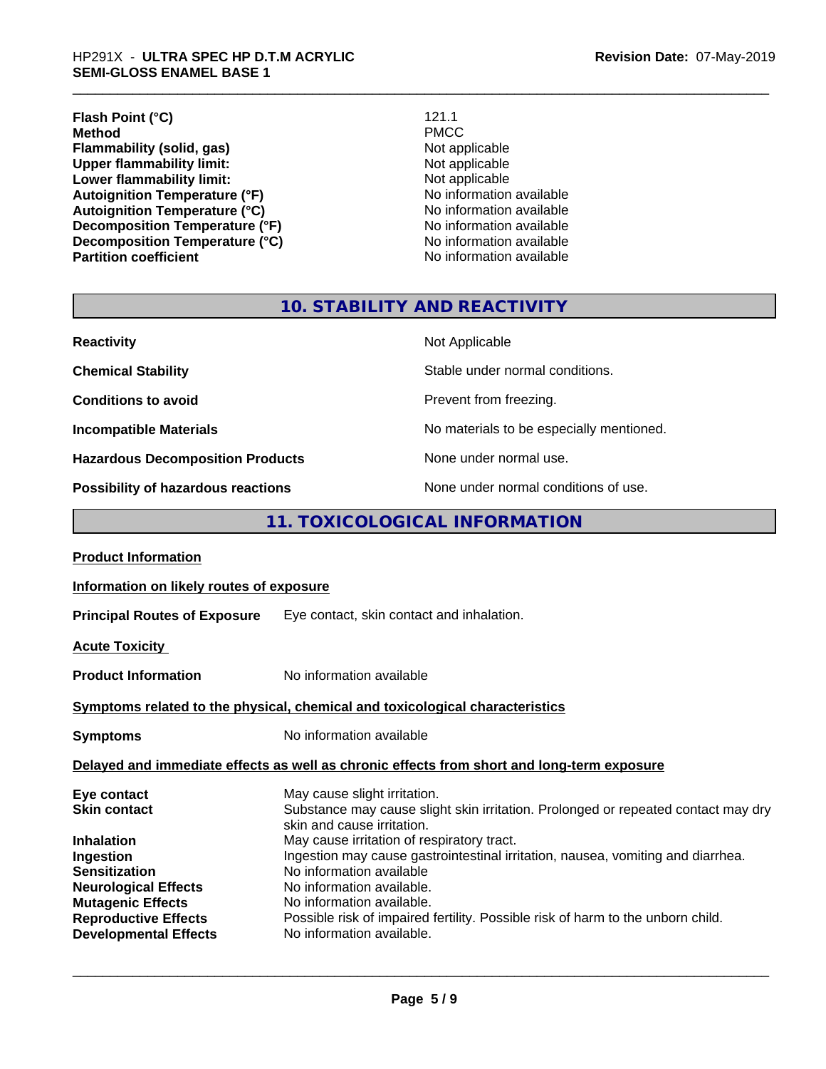| | |
|---|---|
| **Flash Point (°C)** | 121.1 |
| **Method** | PMCC |
| **Flammability (solid, gas)** | Not applicable |
| **Upper flammability limit:** | Not applicable |
| **Lower flammability limit:** | Not applicable |
| **Autoignition Temperature (°F)** | No information available |
| **Autoignition Temperature (°C)** | No information available |
| **Decomposition Temperature (°F)** | No information available |
| **Decomposition Temperature (°C)** | No information available |
| **Partition coefficient** | No information available |

## 10. STABILITY AND REACTIVITY

| | |
|---|---|
| **Reactivity** | Not Applicable |
| **Chemical Stability** | Stable under normal conditions. |
| **Conditions to avoid** | Prevent from freezing. |
| **Incompatible Materials** | No materials to be especially mentioned. |
| **Hazardous Decomposition Products** | None under normal use. |
| **Possibility of hazardous reactions** | None under normal conditions of use. |

## 11. TOXICOLOGICAL INFORMATION

**Product Information**

**Information on likely routes of exposure**

**Principal Routes of Exposure** Eye contact, skin contact and inhalation.

**Acute Toxicity**

**Product Information** No information available

**Symptoms related to the physical, chemical and toxicological characteristics**

**Symptoms** No information available

**Delayed and immediate effects as well as chronic effects from short and long-term exposure**

| | |
|---|---|
| **Eye contact** | May cause slight irritation. |
| **Skin contact** | Substance may cause slight skin irritation. Prolonged or repeated contact may dry skin and cause irritation. |
| **Inhalation** | May cause irritation of respiratory tract. |
| **Ingestion** | Ingestion may cause gastrointestinal irritation, nausea, vomiting and diarrhea. |
| **Sensitization** | No information available |
| **Neurological Effects** | No information available. |
| **Mutagenic Effects** | No information available. |
| **Reproductive Effects** | Possible risk of impaired fertility. Possible risk of harm to the unborn child. |
| **Developmental Effects** | No information available. |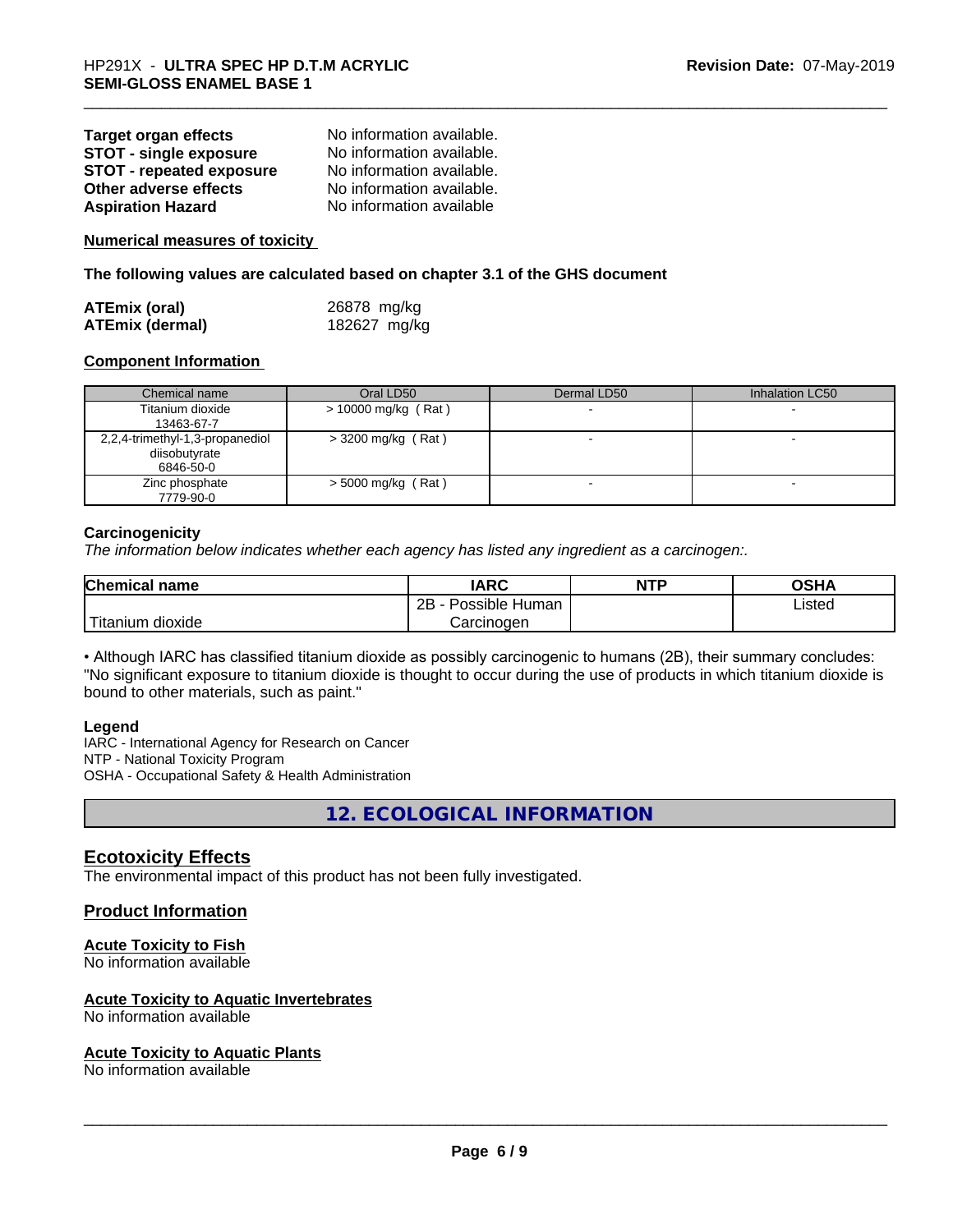| | |
|---|---|
| **Target organ effects** | No information available. |
| **STOT - single exposure** | No information available. |
| **STOT - repeated exposure** | No information available. |
| **Other adverse effects** | No information available. |
| **Aspiration Hazard** | No information available |

**Numerical measures of toxicity**

**The following values are calculated based on chapter 3.1 of the GHS document**

| | |
|---|---|
| **ATEmix (oral)** | 26878 mg/kg |
| **ATEmix (dermal)** | 182627 mg/kg |

**Component Information**

| Chemical name | Oral LD50 | Dermal LD50 | Inhalation LC50 |
|---|---|---|---|
| Titanium dioxide 13463-67-7 | > 10000 mg/kg ( Rat ) | - | - |
| 2,2,4-trimethyl-1,3-propanediol diisobutyrate 6846-50-0 | > 3200 mg/kg ( Rat ) | - | - |
| Zinc phosphate 7779-90-0 | > 5000 mg/kg ( Rat ) | - | - |

**Carcinogenicity**

*The information below indicates whether each agency has listed any ingredient as a carcinogen:.*

| Chemical name | IARC | NTP | OSHA |
|---|---|---|---|
| Titanium dioxide | 2B - Possible Human Carcinogen | | Listed |

• Although IARC has classified titanium dioxide as possibly carcinogenic to humans (2B), their summary concludes: "No significant exposure to titanium dioxide is thought to occur during the use of products in which titanium dioxide is bound to other materials, such as paint."

**Legend**

IARC - International Agency for Research on Cancer
NTP - National Toxicity Program
OSHA - Occupational Safety & Health Administration

## 12. ECOLOGICAL INFORMATION

### Ecotoxicity Effects

The environmental impact of this product has not been fully investigated.

### Product Information

**Acute Toxicity to Fish**

No information available

**Acute Toxicity to Aquatic Invertebrates**

No information available

**Acute Toxicity to Aquatic Plants**

No information available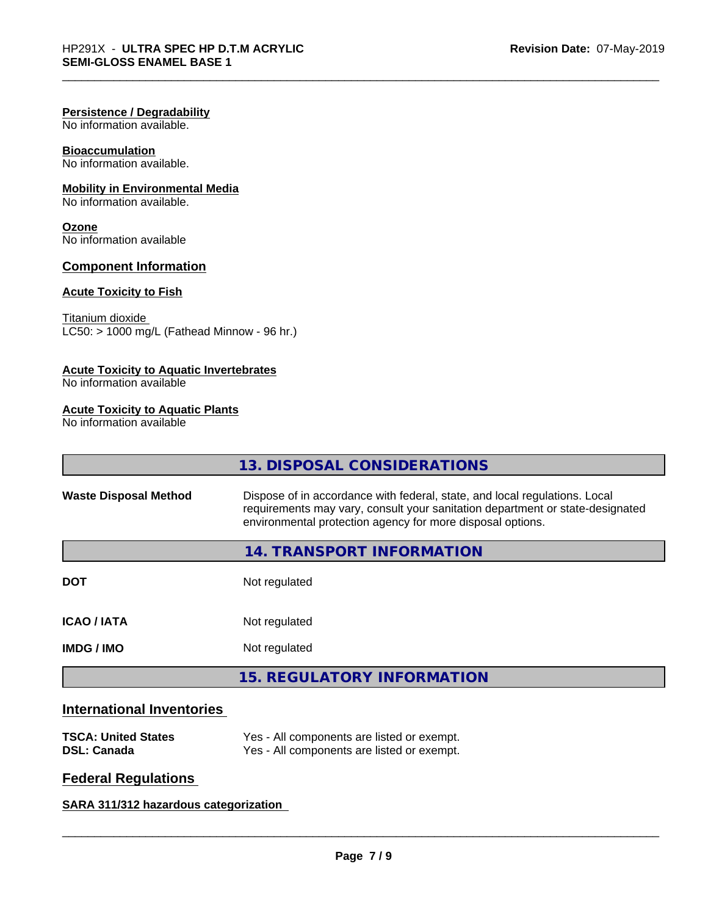**Persistence / Degradability**
No information available.

**Bioaccumulation**
No information available.

**Mobility in Environmental Media**
No information available.

**Ozone**
No information available

**Component Information**

**Acute Toxicity to Fish**

Titanium dioxide
LC50: > 1000 mg/L (Fathead Minnow - 96 hr.)

**Acute Toxicity to Aquatic Invertebrates**
No information available

**Acute Toxicity to Aquatic Plants**
No information available

## 13. DISPOSAL CONSIDERATIONS

| | |
|---|---|
| **Waste Disposal Method** | Dispose of in accordance with federal, state, and local regulations. Local requirements may vary, consult your sanitation department or state-designated environmental protection agency for more disposal options. |

## 14. TRANSPORT INFORMATION

| | |
|---|---|
| **DOT** | Not regulated |
| **ICAO / IATA** | Not regulated |
| **IMDG / IMO** | Not regulated |

## 15. REGULATORY INFORMATION

### International Inventories

| | |
|---|---|
| **TSCA: United States** | Yes - All components are listed or exempt. |
| **DSL: Canada** | Yes - All components are listed or exempt. |

### Federal Regulations

**SARA 311/312 hazardous categorization**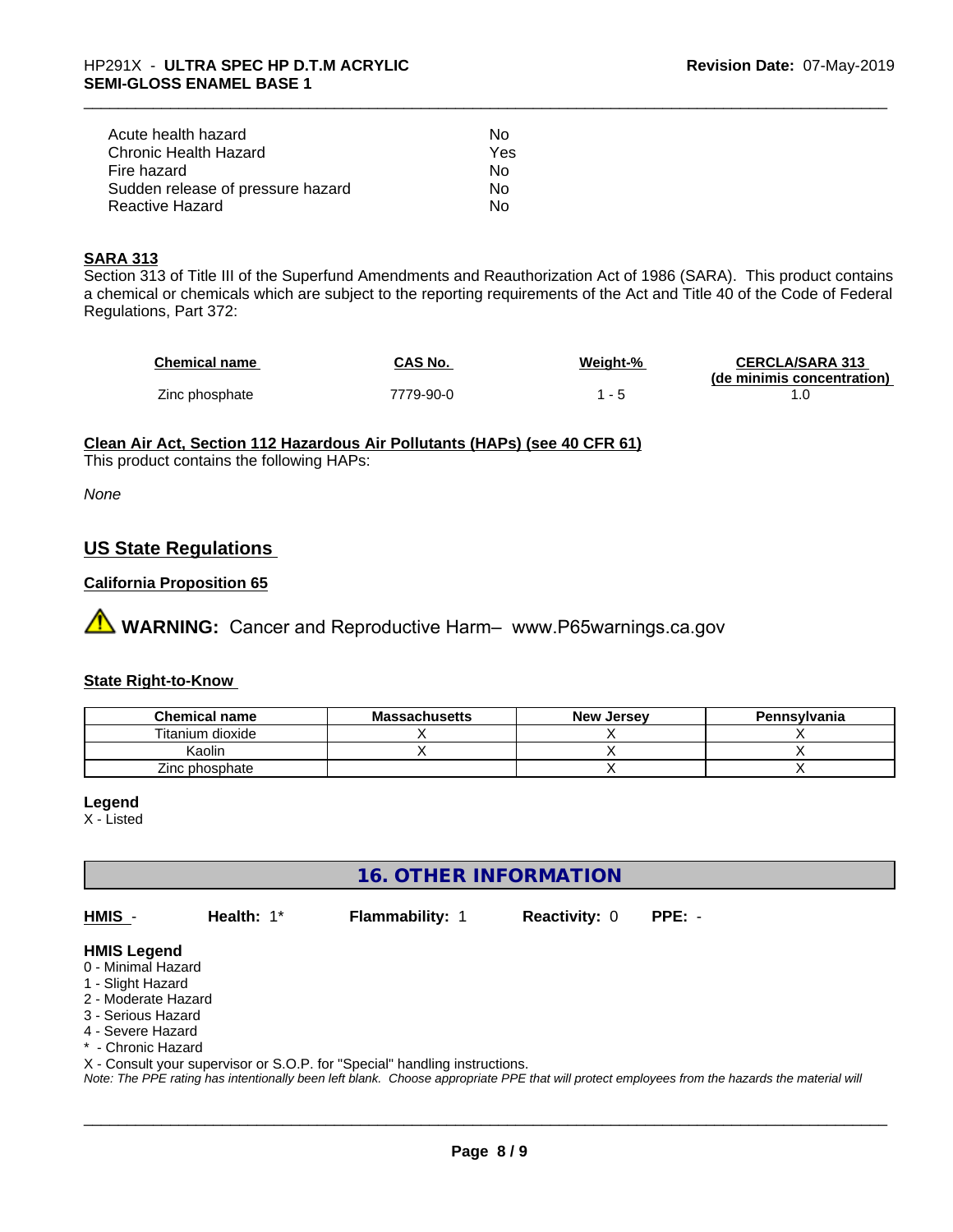| | |
|---|---|
| Acute health hazard | No |
| Chronic Health Hazard | Yes |
| Fire hazard | No |
| Sudden release of pressure hazard | No |
| Reactive Hazard | No |

**SARA 313**

Section 313 of Title III of the Superfund Amendments and Reauthorization Act of 1986 (SARA). This product contains a chemical or chemicals which are subject to the reporting requirements of the Act and Title 40 of the Code of Federal Regulations, Part 372:

| Chemical name | CAS No. | Weight-% | CERCLA/SARA 313 (de minimis concentration) |
|---|---|---|---|
| Zinc phosphate | 7779-90-0 | 1 - 5 | 1.0 |

**Clean Air Act, Section 112 Hazardous Air Pollutants (HAPs) (see 40 CFR 61)**

This product contains the following HAPs:

*None*

## US State Regulations

**California Proposition 65**

⚠ **WARNING:** Cancer and Reproductive Harm– www.P65warnings.ca.gov

**State Right-to-Know**

| Chemical name | Massachusetts | New Jersey | Pennsylvania |
|---|---|---|---|
| Titanium dioxide | X | X | X |
| Kaolin | X | X | X |
| Zinc phosphate | | X | X |

**Legend**

X - Listed

## 16. OTHER INFORMATION

**HMIS** - **Health:** 1* **Flammability:** 1 **Reactivity:** 0 **PPE:** -

**HMIS Legend**

0 - Minimal Hazard
1 - Slight Hazard
2 - Moderate Hazard
3 - Serious Hazard
4 - Severe Hazard
* - Chronic Hazard
X - Consult your supervisor or S.O.P. for "Special" handling instructions.

*Note: The PPE rating has intentionally been left blank. Choose appropriate PPE that will protect employees from the hazards the material will*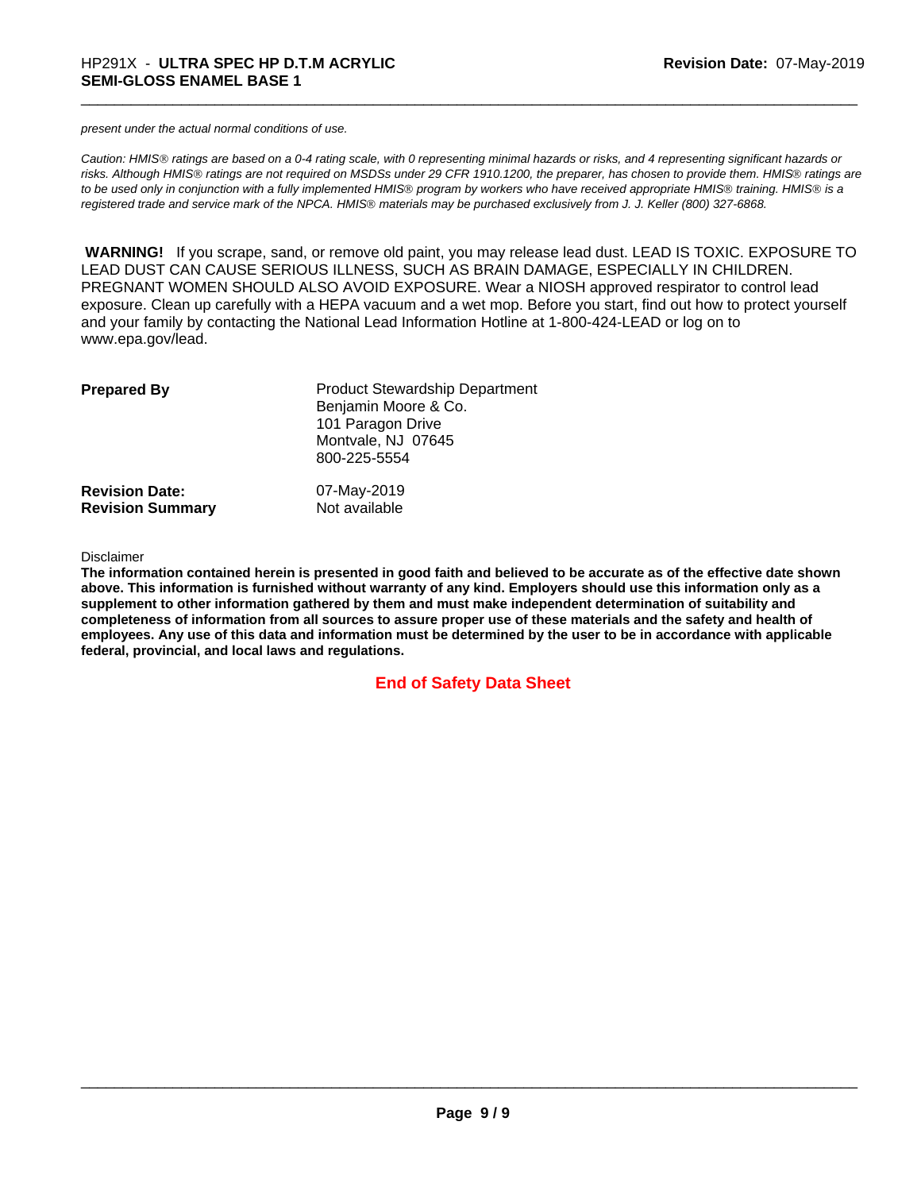*present under the actual normal conditions of use.*

*Caution: HMIS® ratings are based on a 0-4 rating scale, with 0 representing minimal hazards or risks, and 4 representing significant hazards or risks. Although HMIS® ratings are not required on MSDSs under 29 CFR 1910.1200, the preparer, has chosen to provide them. HMIS® ratings are to be used only in conjunction with a fully implemented HMIS® program by workers who have received appropriate HMIS® training. HMIS® is a registered trade and service mark of the NPCA. HMIS® materials may be purchased exclusively from J. J. Keller (800) 327-6868.*

**WARNING!** If you scrape, sand, or remove old paint, you may release lead dust. LEAD IS TOXIC. EXPOSURE TO LEAD DUST CAN CAUSE SERIOUS ILLNESS, SUCH AS BRAIN DAMAGE, ESPECIALLY IN CHILDREN. PREGNANT WOMEN SHOULD ALSO AVOID EXPOSURE. Wear a NIOSH approved respirator to control lead exposure. Clean up carefully with a HEPA vacuum and a wet mop. Before you start, find out how to protect yourself and your family by contacting the National Lead Information Hotline at 1-800-424-LEAD or log on to www.epa.gov/lead.

| | |
|---|---|
| **Prepared By** | Product Stewardship Department<br>Benjamin Moore & Co.<br>101 Paragon Drive<br>Montvale, NJ 07645<br>800-225-5554 |
| **Revision Date:** | 07-May-2019 |
| **Revision Summary** | Not available |

Disclaimer

**The information contained herein is presented in good faith and believed to be accurate as of the effective date shown above. This information is furnished without warranty of any kind. Employers should use this information only as a supplement to other information gathered by them and must make independent determination of suitability and completeness of information from all sources to assure proper use of these materials and the safety and health of employees. Any use of this data and information must be determined by the user to be in accordance with applicable federal, provincial, and local laws and regulations.**

**End of Safety Data Sheet**